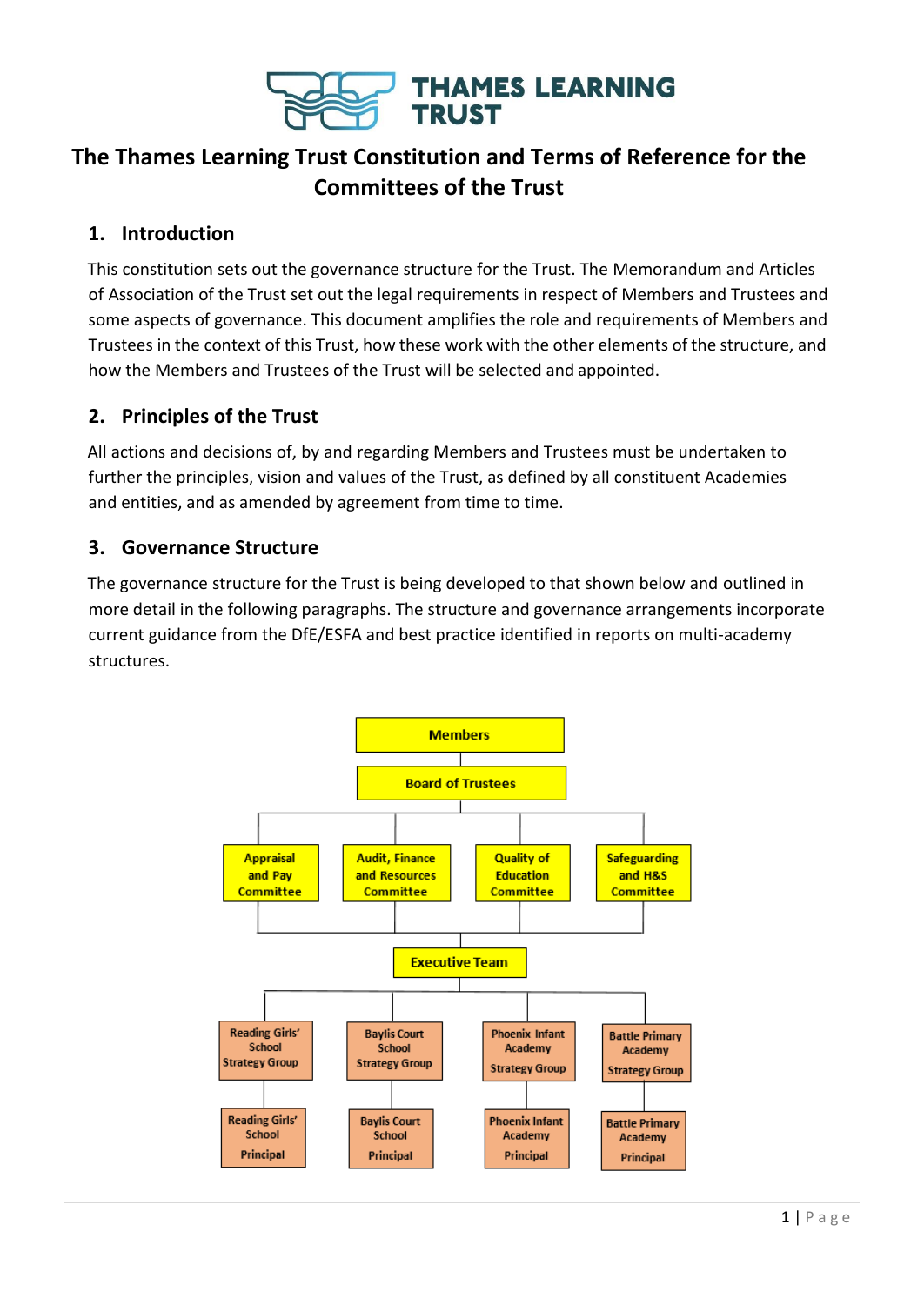# The Thames Learning Trust Constitution and Terms of Reference for the Committees of the Trust

## 1. Introduction

This constitution sets out the governance structure for the Trust. The Memorandum and Articles of Association of the Trust set out the legal requirements in respect of Members and Trustees and some aspects of governance. This document amplifies the role and requirements of Members and Trustees in the context of this Trust, how these work with the other elements of the structure, and how the Members and Trustees of the Trust will be selected and appointed.

## 2. Principles of the Trust

All actions and decisions of, by and regarding Members and Trustees must be undertaken to further the principles, vision and values of the Trust, as defined by all constituent Academies and entities, and as amended by agreement from time to time.

## 3. Governance Structure

The governance structure for the Trust is being developed to that shown below and outlined in more detail in the following paragraphs. The structure and governance arrangements incorporate current guidance from the DfE/ESFA and best practice identified in reports on multi-academy structures.

- Members
  - Board of Trustees
    - Appraisal and Pay Committee
    - Audit, Finance and Resources Committee
    - Quality of Education Committee
    - Safeguarding and H&S Committee
      - Executive Team
        - Reading Girls' School Strategy Group
          - Reading Girls' School Principal
        - Baylis Court School Strategy Group
          - Baylis Court School Principal
        - Phoenix Infant Academy Strategy Group
          - Phoenix Infant Academy Principal
        - Battle Primary Academy Strategy Group
          - Battle Primary Academy Principal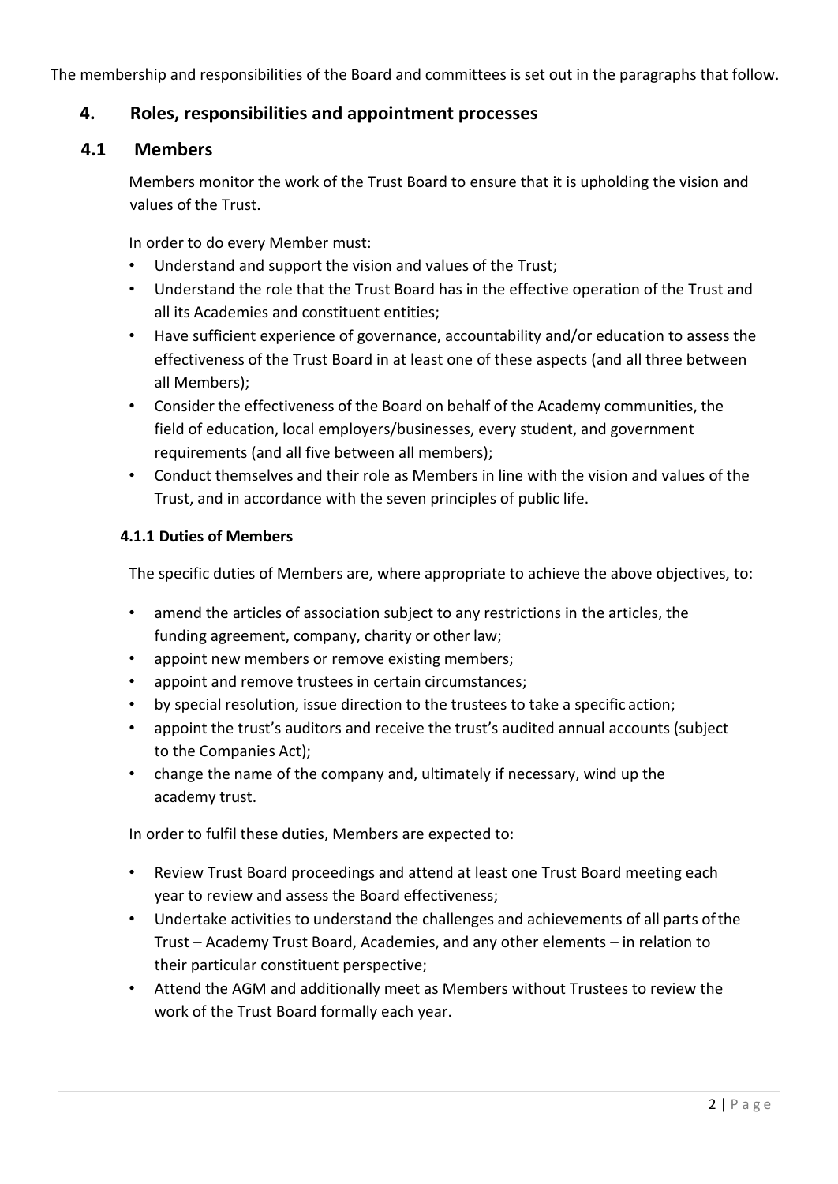The membership and responsibilities of the Board and committees is set out in the paragraphs that follow.

## 4. Roles, responsibilities and appointment processes

### 4.1 Members

Members monitor the work of the Trust Board to ensure that it is upholding the vision and values of the Trust.

In order to do every Member must:

- Understand and support the vision and values of the Trust;
- Understand the role that the Trust Board has in the effective operation of the Trust and all its Academies and constituent entities;
- Have sufficient experience of governance, accountability and/or education to assess the effectiveness of the Trust Board in at least one of these aspects (and all three between all Members);
- Consider the effectiveness of the Board on behalf of the Academy communities, the field of education, local employers/businesses, every student, and government requirements (and all five between all members);
- Conduct themselves and their role as Members in line with the vision and values of the Trust, and in accordance with the seven principles of public life.

#### 4.1.1 Duties of Members

The specific duties of Members are, where appropriate to achieve the above objectives, to:

- amend the articles of association subject to any restrictions in the articles, the funding agreement, company, charity or other law;
- appoint new members or remove existing members;
- appoint and remove trustees in certain circumstances;
- by special resolution, issue direction to the trustees to take a specific action;
- appoint the trust's auditors and receive the trust's audited annual accounts (subject to the Companies Act);
- change the name of the company and, ultimately if necessary, wind up the academy trust.

In order to fulfil these duties, Members are expected to:

- Review Trust Board proceedings and attend at least one Trust Board meeting each year to review and assess the Board effectiveness;
- Undertake activities to understand the challenges and achievements of all parts of the Trust – Academy Trust Board, Academies, and any other elements – in relation to their particular constituent perspective;
- Attend the AGM and additionally meet as Members without Trustees to review the work of the Trust Board formally each year.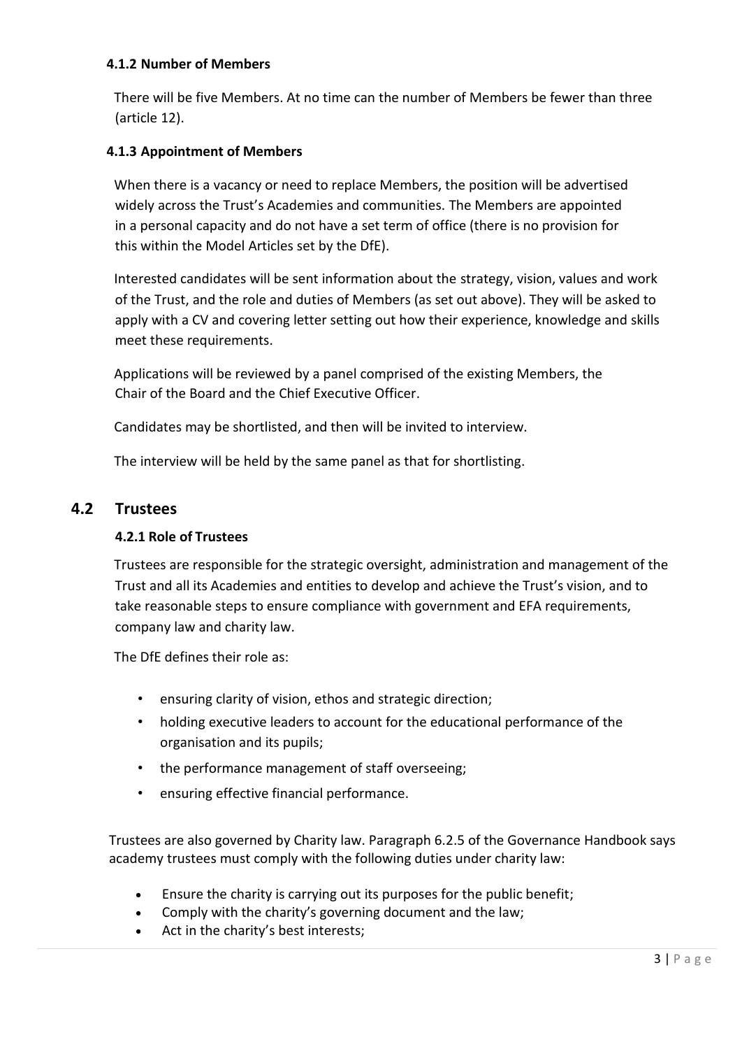#### 4.1.2 Number of Members

There will be five Members. At no time can the number of Members be fewer than three (article 12).

#### 4.1.3 Appointment of Members

When there is a vacancy or need to replace Members, the position will be advertised widely across the Trust's Academies and communities. The Members are appointed in a personal capacity and do not have a set term of office (there is no provision for this within the Model Articles set by the DfE).

Interested candidates will be sent information about the strategy, vision, values and work of the Trust, and the role and duties of Members (as set out above). They will be asked to apply with a CV and covering letter setting out how their experience, knowledge and skills meet these requirements.

Applications will be reviewed by a panel comprised of the existing Members, the Chair of the Board and the Chief Executive Officer.

Candidates may be shortlisted, and then will be invited to interview.

The interview will be held by the same panel as that for shortlisting.

## 4.2 Trustees

#### 4.2.1 Role of Trustees

Trustees are responsible for the strategic oversight, administration and management of the Trust and all its Academies and entities to develop and achieve the Trust's vision, and to take reasonable steps to ensure compliance with government and EFA requirements, company law and charity law.

The DfE defines their role as:

- ensuring clarity of vision, ethos and strategic direction;
- holding executive leaders to account for the educational performance of the organisation and its pupils;
- the performance management of staff overseeing;
- ensuring effective financial performance.

Trustees are also governed by Charity law. Paragraph 6.2.5 of the Governance Handbook says academy trustees must comply with the following duties under charity law:

- Ensure the charity is carrying out its purposes for the public benefit;
- Comply with the charity's governing document and the law;
- Act in the charity's best interests;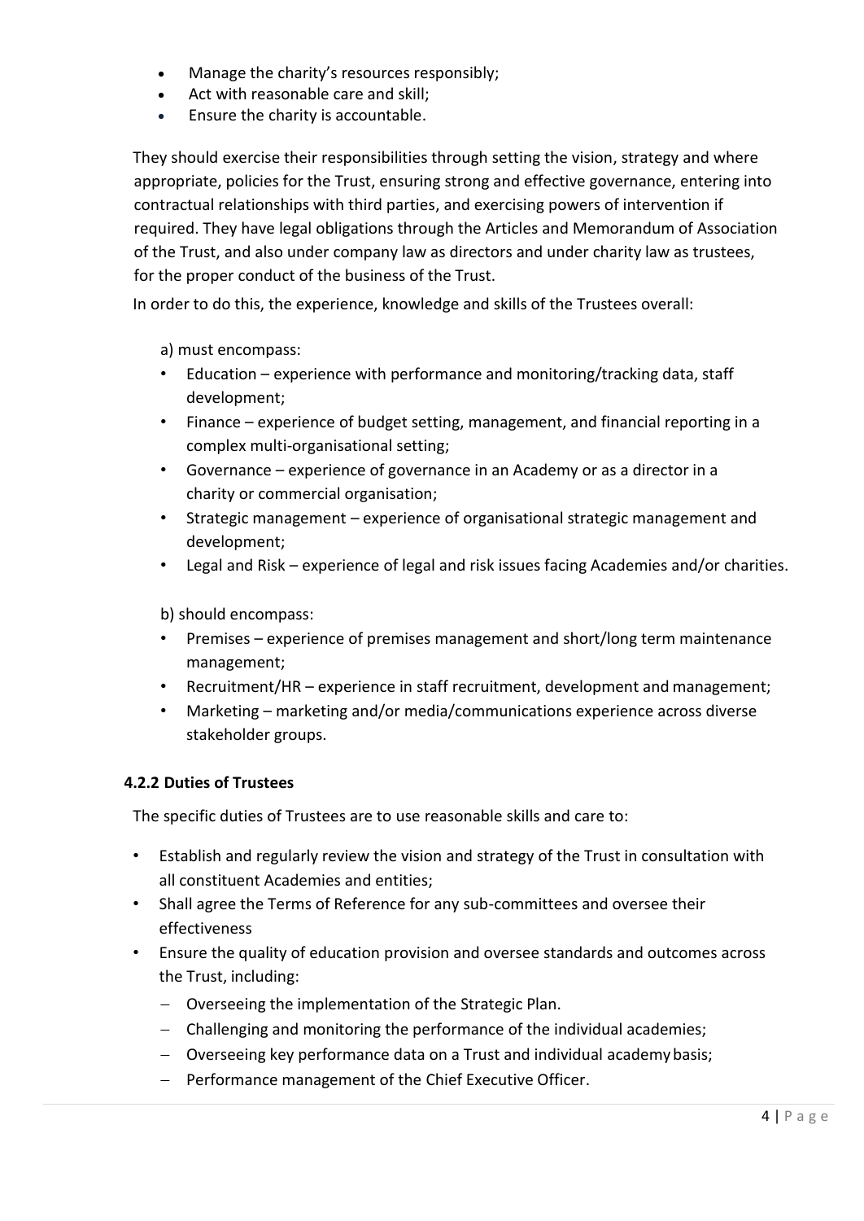- Manage the charity's resources responsibly;
- Act with reasonable care and skill;
- Ensure the charity is accountable.

They should exercise their responsibilities through setting the vision, strategy and where appropriate, policies for the Trust, ensuring strong and effective governance, entering into contractual relationships with third parties, and exercising powers of intervention if required. They have legal obligations through the Articles and Memorandum of Association of the Trust, and also under company law as directors and under charity law as trustees, for the proper conduct of the business of the Trust.

In order to do this, the experience, knowledge and skills of the Trustees overall:

a) must encompass:

- Education – experience with performance and monitoring/tracking data, staff development;
- Finance – experience of budget setting, management, and financial reporting in a complex multi-organisational setting;
- Governance – experience of governance in an Academy or as a director in a charity or commercial organisation;
- Strategic management – experience of organisational strategic management and development;
- Legal and Risk – experience of legal and risk issues facing Academies and/or charities.

b) should encompass:

- Premises – experience of premises management and short/long term maintenance management;
- Recruitment/HR – experience in staff recruitment, development and management;
- Marketing – marketing and/or media/communications experience across diverse stakeholder groups.

#### 4.2.2 Duties of Trustees

The specific duties of Trustees are to use reasonable skills and care to:

- Establish and regularly review the vision and strategy of the Trust in consultation with all constituent Academies and entities;
- Shall agree the Terms of Reference for any sub-committees and oversee their effectiveness
- Ensure the quality of education provision and oversee standards and outcomes across the Trust, including:
  - Overseeing the implementation of the Strategic Plan.
  - Challenging and monitoring the performance of the individual academies;
  - Overseeing key performance data on a Trust and individual academy basis;
  - Performance management of the Chief Executive Officer.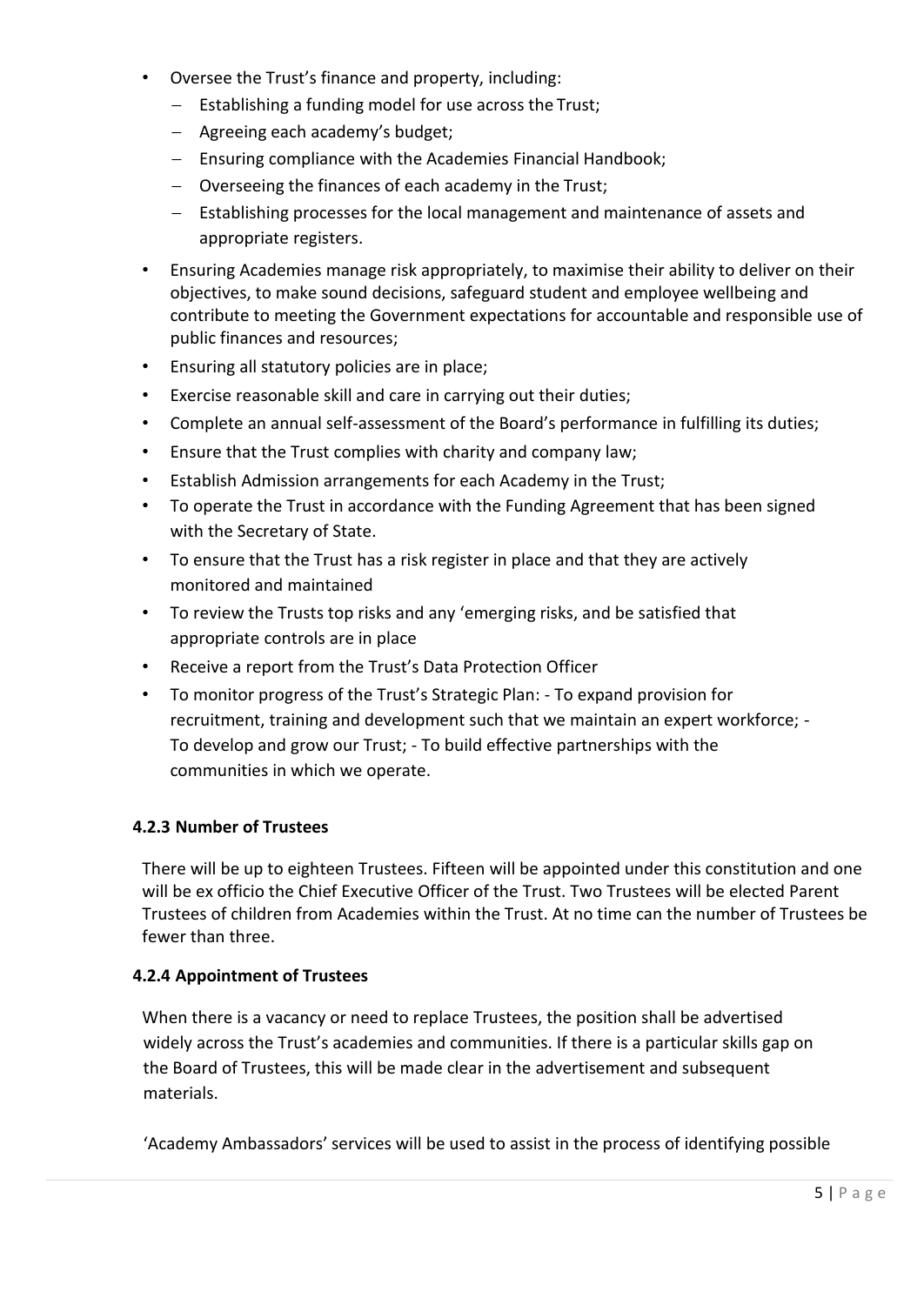- Oversee the Trust's finance and property, including:
  - Establishing a funding model for use across the Trust;
  - Agreeing each academy's budget;
  - Ensuring compliance with the Academies Financial Handbook;
  - Overseeing the finances of each academy in the Trust;
  - Establishing processes for the local management and maintenance of assets and appropriate registers.
- Ensuring Academies manage risk appropriately, to maximise their ability to deliver on their objectives, to make sound decisions, safeguard student and employee wellbeing and contribute to meeting the Government expectations for accountable and responsible use of public finances and resources;
- Ensuring all statutory policies are in place;
- Exercise reasonable skill and care in carrying out their duties;
- Complete an annual self-assessment of the Board's performance in fulfilling its duties;
- Ensure that the Trust complies with charity and company law;
- Establish Admission arrangements for each Academy in the Trust;
- To operate the Trust in accordance with the Funding Agreement that has been signed with the Secretary of State.
- To ensure that the Trust has a risk register in place and that they are actively monitored and maintained
- To review the Trusts top risks and any 'emerging risks, and be satisfied that appropriate controls are in place
- Receive a report from the Trust's Data Protection Officer
- To monitor progress of the Trust's Strategic Plan: - To expand provision for recruitment, training and development such that we maintain an expert workforce; - To develop and grow our Trust; - To build effective partnerships with the communities in which we operate.

#### 4.2.3 Number of Trustees

There will be up to eighteen Trustees. Fifteen will be appointed under this constitution and one will be ex officio the Chief Executive Officer of the Trust. Two Trustees will be elected Parent Trustees of children from Academies within the Trust. At no time can the number of Trustees be fewer than three.

#### 4.2.4 Appointment of Trustees

When there is a vacancy or need to replace Trustees, the position shall be advertised widely across the Trust's academies and communities. If there is a particular skills gap on the Board of Trustees, this will be made clear in the advertisement and subsequent materials.

'Academy Ambassadors' services will be used to assist in the process of identifying possible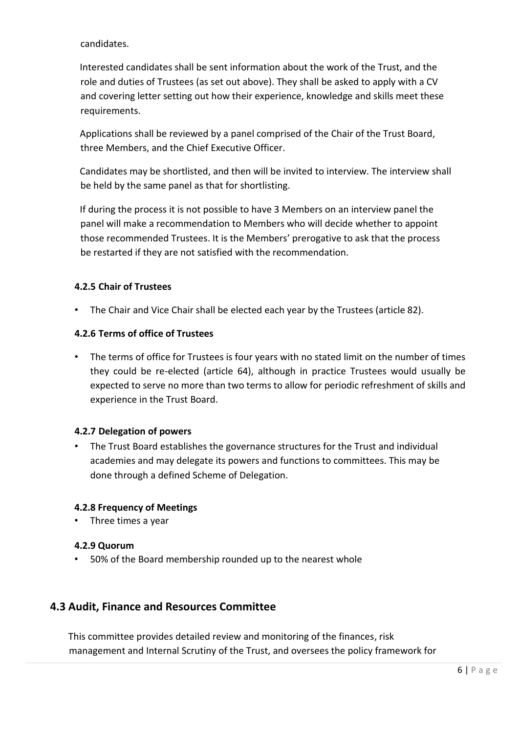candidates.

Interested candidates shall be sent information about the work of the Trust, and the role and duties of Trustees (as set out above). They shall be asked to apply with a CV and covering letter setting out how their experience, knowledge and skills meet these requirements.

Applications shall be reviewed by a panel comprised of the Chair of the Trust Board, three Members, and the Chief Executive Officer.

Candidates may be shortlisted, and then will be invited to interview. The interview shall be held by the same panel as that for shortlisting.

If during the process it is not possible to have 3 Members on an interview panel the panel will make a recommendation to Members who will decide whether to appoint those recommended Trustees. It is the Members' prerogative to ask that the process be restarted if they are not satisfied with the recommendation.

#### 4.2.5 Chair of Trustees

- The Chair and Vice Chair shall be elected each year by the Trustees (article 82).

#### 4.2.6 Terms of office of Trustees

- The terms of office for Trustees is four years with no stated limit on the number of times they could be re-elected (article 64), although in practice Trustees would usually be expected to serve no more than two terms to allow for periodic refreshment of skills and experience in the Trust Board.

#### 4.2.7 Delegation of powers

- The Trust Board establishes the governance structures for the Trust and individual academies and may delegate its powers and functions to committees. This may be done through a defined Scheme of Delegation.

#### 4.2.8 Frequency of Meetings

- Three times a year

#### 4.2.9 Quorum

- 50% of the Board membership rounded up to the nearest whole

## 4.3 Audit, Finance and Resources Committee

This committee provides detailed review and monitoring of the finances, risk management and Internal Scrutiny of the Trust, and oversees the policy framework for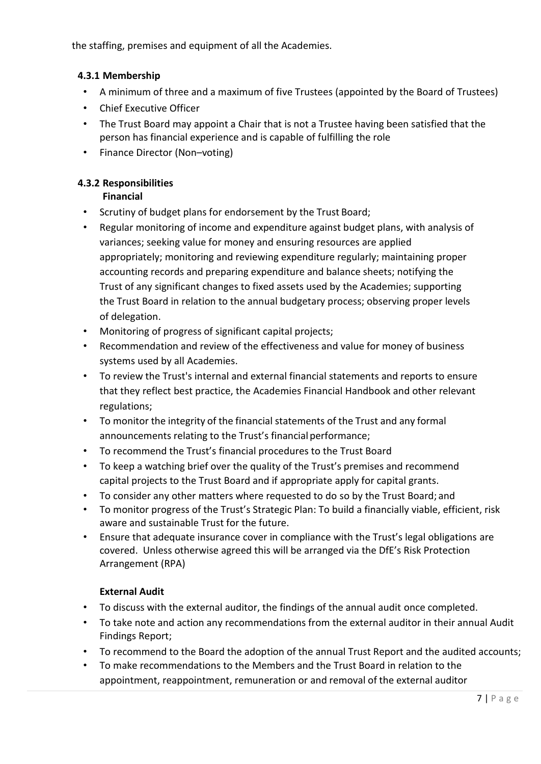the staffing, premises and equipment of all the Academies.

### 4.3.1 Membership

- A minimum of three and a maximum of five Trustees (appointed by the Board of Trustees)
- Chief Executive Officer
- The Trust Board may appoint a Chair that is not a Trustee having been satisfied that the person has financial experience and is capable of fulfilling the role
- Finance Director (Non–voting)

### 4.3.2 Responsibilities

**Financial**

- Scrutiny of budget plans for endorsement by the Trust Board;
- Regular monitoring of income and expenditure against budget plans, with analysis of variances; seeking value for money and ensuring resources are applied appropriately; monitoring and reviewing expenditure regularly; maintaining proper accounting records and preparing expenditure and balance sheets; notifying the Trust of any significant changes to fixed assets used by the Academies; supporting the Trust Board in relation to the annual budgetary process; observing proper levels of delegation.
- Monitoring of progress of significant capital projects;
- Recommendation and review of the effectiveness and value for money of business systems used by all Academies.
- To review the Trust's internal and external financial statements and reports to ensure that they reflect best practice, the Academies Financial Handbook and other relevant regulations;
- To monitor the integrity of the financial statements of the Trust and any formal announcements relating to the Trust's financial performance;
- To recommend the Trust's financial procedures to the Trust Board
- To keep a watching brief over the quality of the Trust's premises and recommend capital projects to the Trust Board and if appropriate apply for capital grants.
- To consider any other matters where requested to do so by the Trust Board; and
- To monitor progress of the Trust's Strategic Plan: To build a financially viable, efficient, risk aware and sustainable Trust for the future.
- Ensure that adequate insurance cover in compliance with the Trust's legal obligations are covered. Unless otherwise agreed this will be arranged via the DfE's Risk Protection Arrangement (RPA)

**External Audit**

- To discuss with the external auditor, the findings of the annual audit once completed.
- To take note and action any recommendations from the external auditor in their annual Audit Findings Report;
- To recommend to the Board the adoption of the annual Trust Report and the audited accounts;
- To make recommendations to the Members and the Trust Board in relation to the appointment, reappointment, remuneration or and removal of the external auditor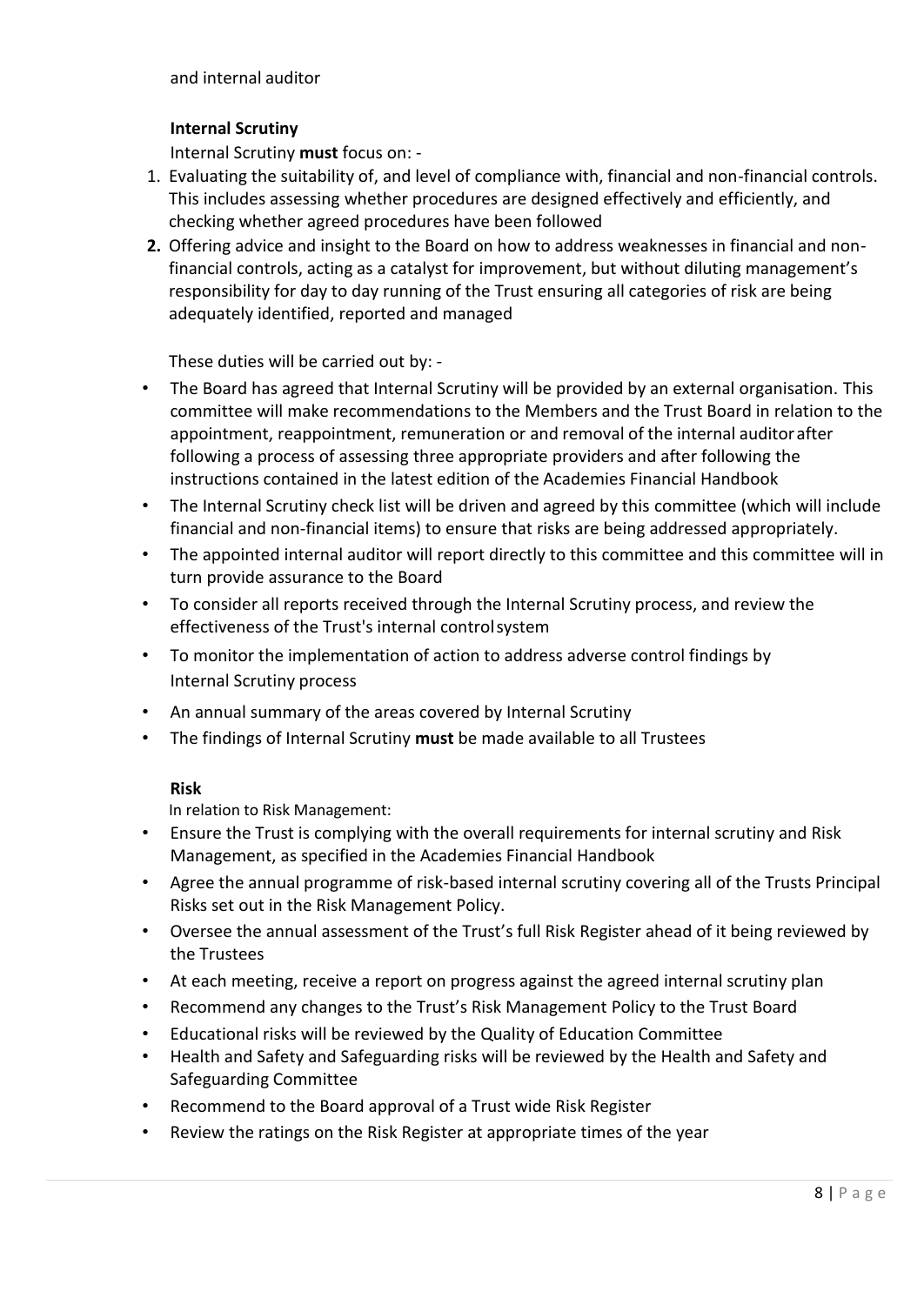and internal auditor

**Internal Scrutiny**

Internal Scrutiny **must** focus on: -

1. Evaluating the suitability of, and level of compliance with, financial and non-financial controls. This includes assessing whether procedures are designed effectively and efficiently, and checking whether agreed procedures have been followed
2. Offering advice and insight to the Board on how to address weaknesses in financial and non-financial controls, acting as a catalyst for improvement, but without diluting management's responsibility for day to day running of the Trust ensuring all categories of risk are being adequately identified, reported and managed

These duties will be carried out by: -

- The Board has agreed that Internal Scrutiny will be provided by an external organisation. This committee will make recommendations to the Members and the Trust Board in relation to the appointment, reappointment, remuneration or and removal of the internal auditor after following a process of assessing three appropriate providers and after following the instructions contained in the latest edition of the Academies Financial Handbook
- The Internal Scrutiny check list will be driven and agreed by this committee (which will include financial and non-financial items) to ensure that risks are being addressed appropriately.
- The appointed internal auditor will report directly to this committee and this committee will in turn provide assurance to the Board
- To consider all reports received through the Internal Scrutiny process, and review the effectiveness of the Trust's internal control system
- To monitor the implementation of action to address adverse control findings by Internal Scrutiny process
- An annual summary of the areas covered by Internal Scrutiny
- The findings of Internal Scrutiny **must** be made available to all Trustees

**Risk**

In relation to Risk Management:

- Ensure the Trust is complying with the overall requirements for internal scrutiny and Risk Management, as specified in the Academies Financial Handbook
- Agree the annual programme of risk-based internal scrutiny covering all of the Trusts Principal Risks set out in the Risk Management Policy.
- Oversee the annual assessment of the Trust's full Risk Register ahead of it being reviewed by the Trustees
- At each meeting, receive a report on progress against the agreed internal scrutiny plan
- Recommend any changes to the Trust's Risk Management Policy to the Trust Board
- Educational risks will be reviewed by the Quality of Education Committee
- Health and Safety and Safeguarding risks will be reviewed by the Health and Safety and Safeguarding Committee
- Recommend to the Board approval of a Trust wide Risk Register
- Review the ratings on the Risk Register at appropriate times of the year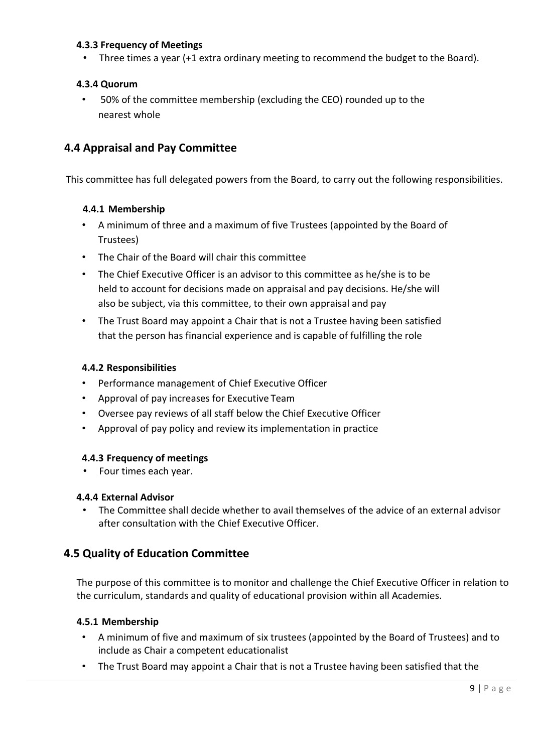#### 4.3.3 Frequency of Meetings

- Three times a year (+1 extra ordinary meeting to recommend the budget to the Board).

#### 4.3.4 Quorum

- 50% of the committee membership (excluding the CEO) rounded up to the nearest whole

## 4.4 Appraisal and Pay Committee

This committee has full delegated powers from the Board, to carry out the following responsibilities.

#### 4.4.1 Membership

- A minimum of three and a maximum of five Trustees (appointed by the Board of Trustees)
- The Chair of the Board will chair this committee
- The Chief Executive Officer is an advisor to this committee as he/she is to be held to account for decisions made on appraisal and pay decisions. He/she will also be subject, via this committee, to their own appraisal and pay
- The Trust Board may appoint a Chair that is not a Trustee having been satisfied that the person has financial experience and is capable of fulfilling the role

#### 4.4.2 Responsibilities

- Performance management of Chief Executive Officer
- Approval of pay increases for Executive Team
- Oversee pay reviews of all staff below the Chief Executive Officer
- Approval of pay policy and review its implementation in practice

#### 4.4.3 Frequency of meetings

- Four times each year.

#### 4.4.4 External Advisor

- The Committee shall decide whether to avail themselves of the advice of an external advisor after consultation with the Chief Executive Officer.

## 4.5 Quality of Education Committee

The purpose of this committee is to monitor and challenge the Chief Executive Officer in relation to the curriculum, standards and quality of educational provision within all Academies.

#### 4.5.1 Membership

- A minimum of five and maximum of six trustees (appointed by the Board of Trustees) and to include as Chair a competent educationalist
- The Trust Board may appoint a Chair that is not a Trustee having been satisfied that the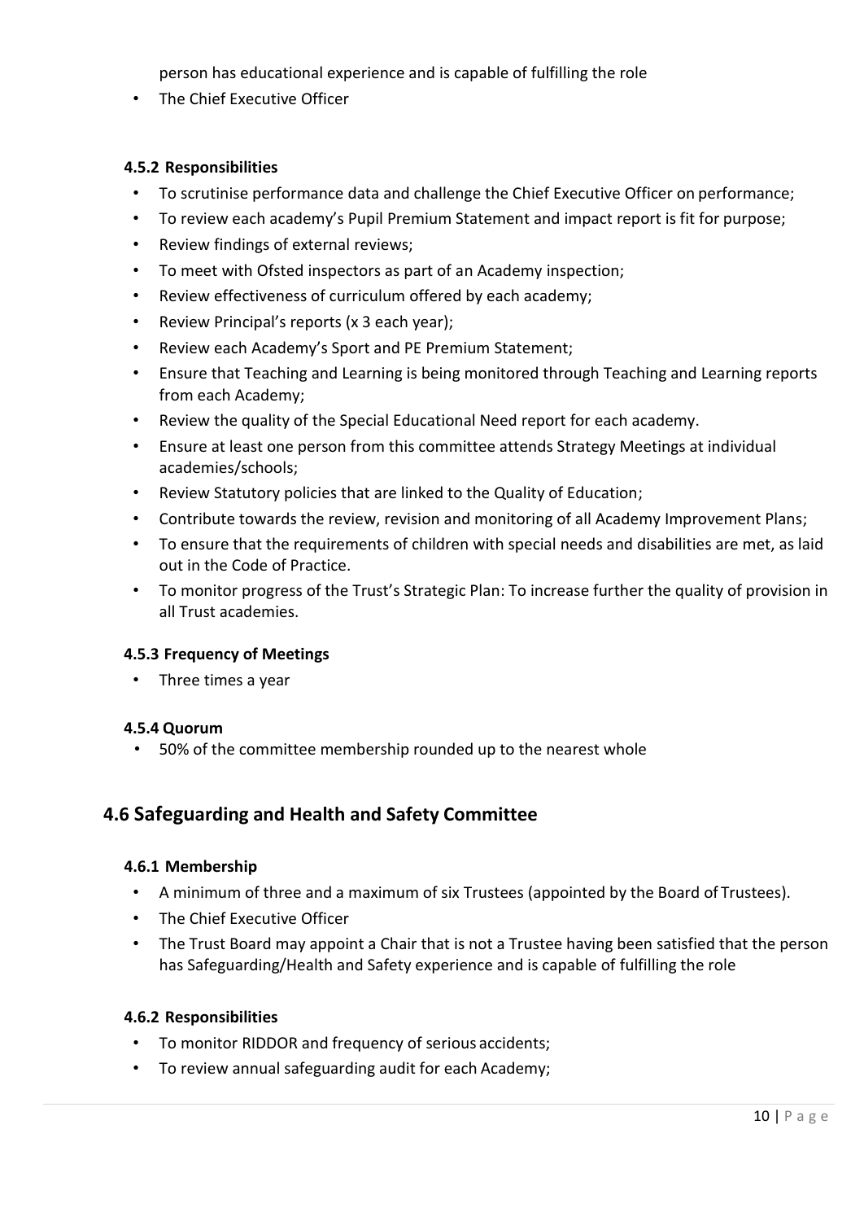person has educational experience and is capable of fulfilling the role

- The Chief Executive Officer

### 4.5.2 Responsibilities

- To scrutinise performance data and challenge the Chief Executive Officer on performance;
- To review each academy's Pupil Premium Statement and impact report is fit for purpose;
- Review findings of external reviews;
- To meet with Ofsted inspectors as part of an Academy inspection;
- Review effectiveness of curriculum offered by each academy;
- Review Principal's reports (x 3 each year);
- Review each Academy's Sport and PE Premium Statement;
- Ensure that Teaching and Learning is being monitored through Teaching and Learning reports from each Academy;
- Review the quality of the Special Educational Need report for each academy.
- Ensure at least one person from this committee attends Strategy Meetings at individual academies/schools;
- Review Statutory policies that are linked to the Quality of Education;
- Contribute towards the review, revision and monitoring of all Academy Improvement Plans;
- To ensure that the requirements of children with special needs and disabilities are met, as laid out in the Code of Practice.
- To monitor progress of the Trust's Strategic Plan: To increase further the quality of provision in all Trust academies.

### 4.5.3 Frequency of Meetings

- Three times a year

### 4.5.4 Quorum

- 50% of the committee membership rounded up to the nearest whole

## 4.6 Safeguarding and Health and Safety Committee

### 4.6.1 Membership

- A minimum of three and a maximum of six Trustees (appointed by the Board of Trustees).
- The Chief Executive Officer
- The Trust Board may appoint a Chair that is not a Trustee having been satisfied that the person has Safeguarding/Health and Safety experience and is capable of fulfilling the role

### 4.6.2 Responsibilities

- To monitor RIDDOR and frequency of serious accidents;
- To review annual safeguarding audit for each Academy;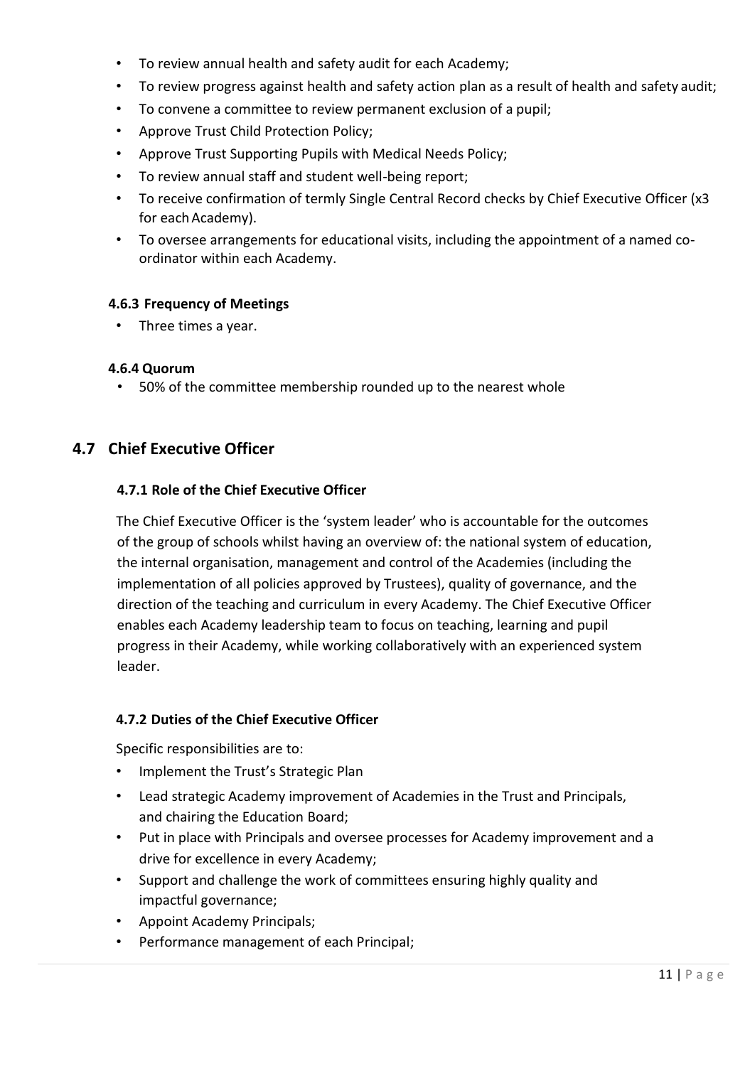- To review annual health and safety audit for each Academy;
- To review progress against health and safety action plan as a result of health and safety audit;
- To convene a committee to review permanent exclusion of a pupil;
- Approve Trust Child Protection Policy;
- Approve Trust Supporting Pupils with Medical Needs Policy;
- To review annual staff and student well-being report;
- To receive confirmation of termly Single Central Record checks by Chief Executive Officer (x3 for each Academy).
- To oversee arrangements for educational visits, including the appointment of a named co-ordinator within each Academy.

#### 4.6.3 Frequency of Meetings

- Three times a year.

#### 4.6.4 Quorum

- 50% of the committee membership rounded up to the nearest whole

## 4.7 Chief Executive Officer

#### 4.7.1 Role of the Chief Executive Officer

The Chief Executive Officer is the 'system leader' who is accountable for the outcomes of the group of schools whilst having an overview of: the national system of education, the internal organisation, management and control of the Academies (including the implementation of all policies approved by Trustees), quality of governance, and the direction of the teaching and curriculum in every Academy. The Chief Executive Officer enables each Academy leadership team to focus on teaching, learning and pupil progress in their Academy, while working collaboratively with an experienced system leader.

#### 4.7.2 Duties of the Chief Executive Officer

Specific responsibilities are to:

- Implement the Trust's Strategic Plan
- Lead strategic Academy improvement of Academies in the Trust and Principals, and chairing the Education Board;
- Put in place with Principals and oversee processes for Academy improvement and a drive for excellence in every Academy;
- Support and challenge the work of committees ensuring highly quality and impactful governance;
- Appoint Academy Principals;
- Performance management of each Principal;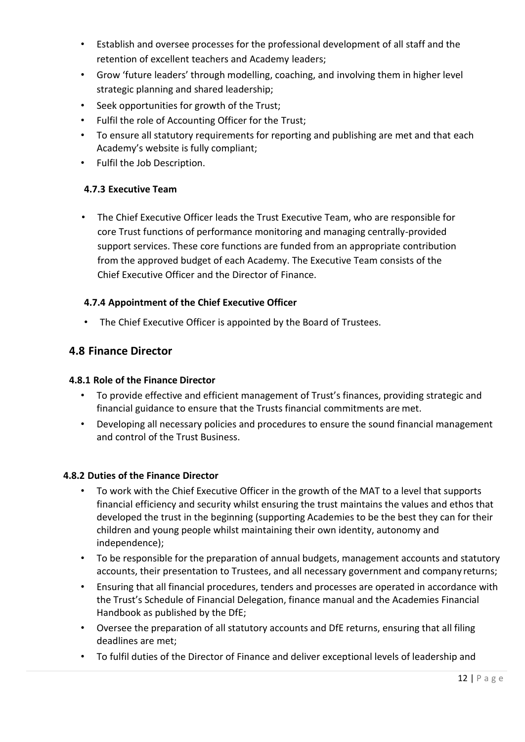- Establish and oversee processes for the professional development of all staff and the retention of excellent teachers and Academy leaders;
- Grow 'future leaders' through modelling, coaching, and involving them in higher level strategic planning and shared leadership;
- Seek opportunities for growth of the Trust;
- Fulfil the role of Accounting Officer for the Trust;
- To ensure all statutory requirements for reporting and publishing are met and that each Academy's website is fully compliant;
- Fulfil the Job Description.

#### 4.7.3 Executive Team

- The Chief Executive Officer leads the Trust Executive Team, who are responsible for core Trust functions of performance monitoring and managing centrally-provided support services. These core functions are funded from an appropriate contribution from the approved budget of each Academy. The Executive Team consists of the Chief Executive Officer and the Director of Finance.

#### 4.7.4 Appointment of the Chief Executive Officer

- The Chief Executive Officer is appointed by the Board of Trustees.

### 4.8 Finance Director

#### 4.8.1 Role of the Finance Director

- To provide effective and efficient management of Trust's finances, providing strategic and financial guidance to ensure that the Trusts financial commitments are met.
- Developing all necessary policies and procedures to ensure the sound financial management and control of the Trust Business.

#### 4.8.2 Duties of the Finance Director

- To work with the Chief Executive Officer in the growth of the MAT to a level that supports financial efficiency and security whilst ensuring the trust maintains the values and ethos that developed the trust in the beginning (supporting Academies to be the best they can for their children and young people whilst maintaining their own identity, autonomy and independence);
- To be responsible for the preparation of annual budgets, management accounts and statutory accounts, their presentation to Trustees, and all necessary government and company returns;
- Ensuring that all financial procedures, tenders and processes are operated in accordance with the Trust's Schedule of Financial Delegation, finance manual and the Academies Financial Handbook as published by the DfE;
- Oversee the preparation of all statutory accounts and DfE returns, ensuring that all filing deadlines are met;
- To fulfil duties of the Director of Finance and deliver exceptional levels of leadership and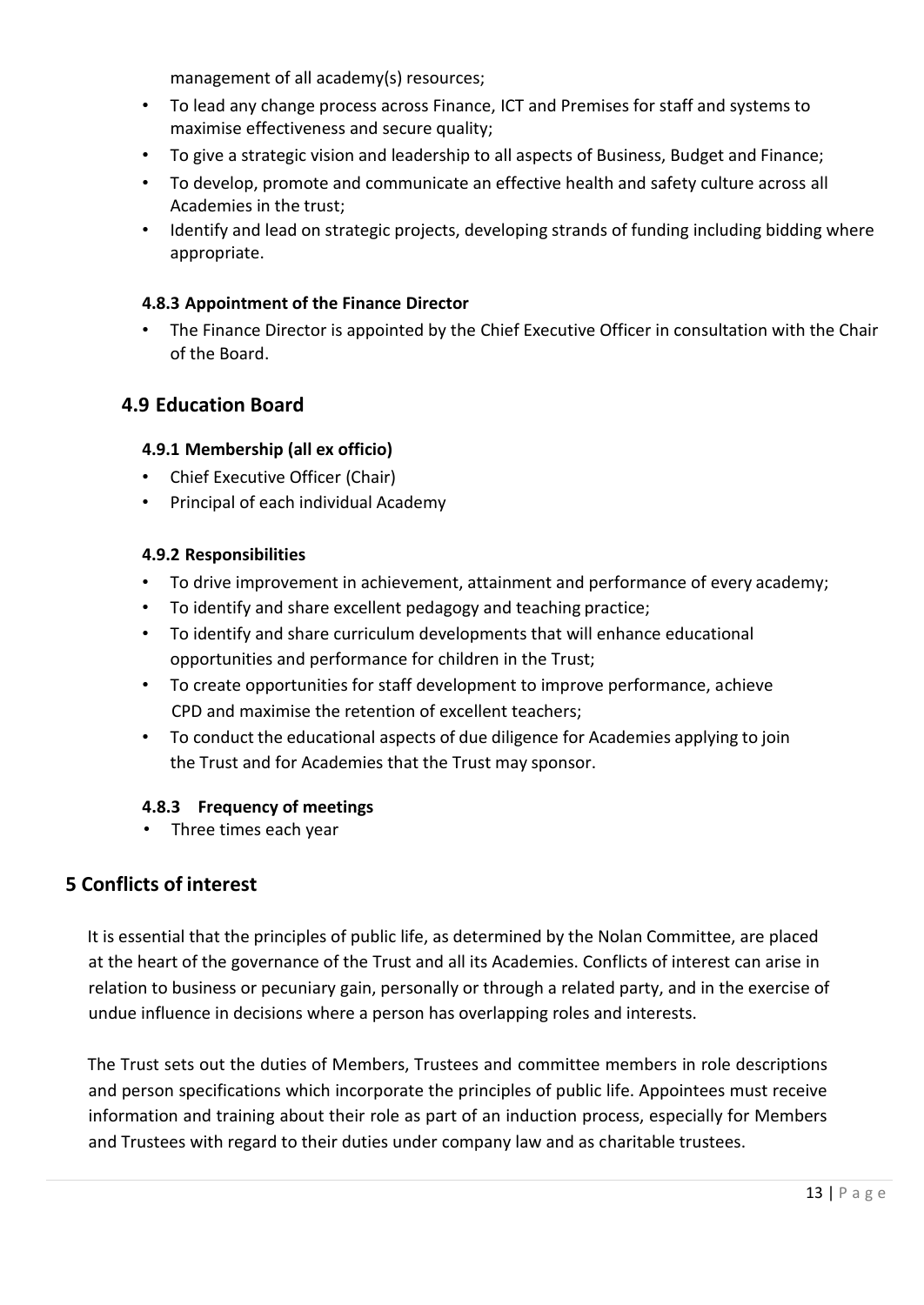management of all academy(s) resources;

- To lead any change process across Finance, ICT and Premises for staff and systems to maximise effectiveness and secure quality;
- To give a strategic vision and leadership to all aspects of Business, Budget and Finance;
- To develop, promote and communicate an effective health and safety culture across all Academies in the trust;
- Identify and lead on strategic projects, developing strands of funding including bidding where appropriate.

#### 4.8.3 Appointment of the Finance Director

- The Finance Director is appointed by the Chief Executive Officer in consultation with the Chair of the Board.

### 4.9 Education Board

#### 4.9.1 Membership (all ex officio)

- Chief Executive Officer (Chair)
- Principal of each individual Academy

#### 4.9.2 Responsibilities

- To drive improvement in achievement, attainment and performance of every academy;
- To identify and share excellent pedagogy and teaching practice;
- To identify and share curriculum developments that will enhance educational opportunities and performance for children in the Trust;
- To create opportunities for staff development to improve performance, achieve CPD and maximise the retention of excellent teachers;
- To conduct the educational aspects of due diligence for Academies applying to join the Trust and for Academies that the Trust may sponsor.

#### 4.8.3 Frequency of meetings

- Three times each year

## 5 Conflicts of interest

It is essential that the principles of public life, as determined by the Nolan Committee, are placed at the heart of the governance of the Trust and all its Academies. Conflicts of interest can arise in relation to business or pecuniary gain, personally or through a related party, and in the exercise of undue influence in decisions where a person has overlapping roles and interests.

The Trust sets out the duties of Members, Trustees and committee members in role descriptions and person specifications which incorporate the principles of public life. Appointees must receive information and training about their role as part of an induction process, especially for Members and Trustees with regard to their duties under company law and as charitable trustees.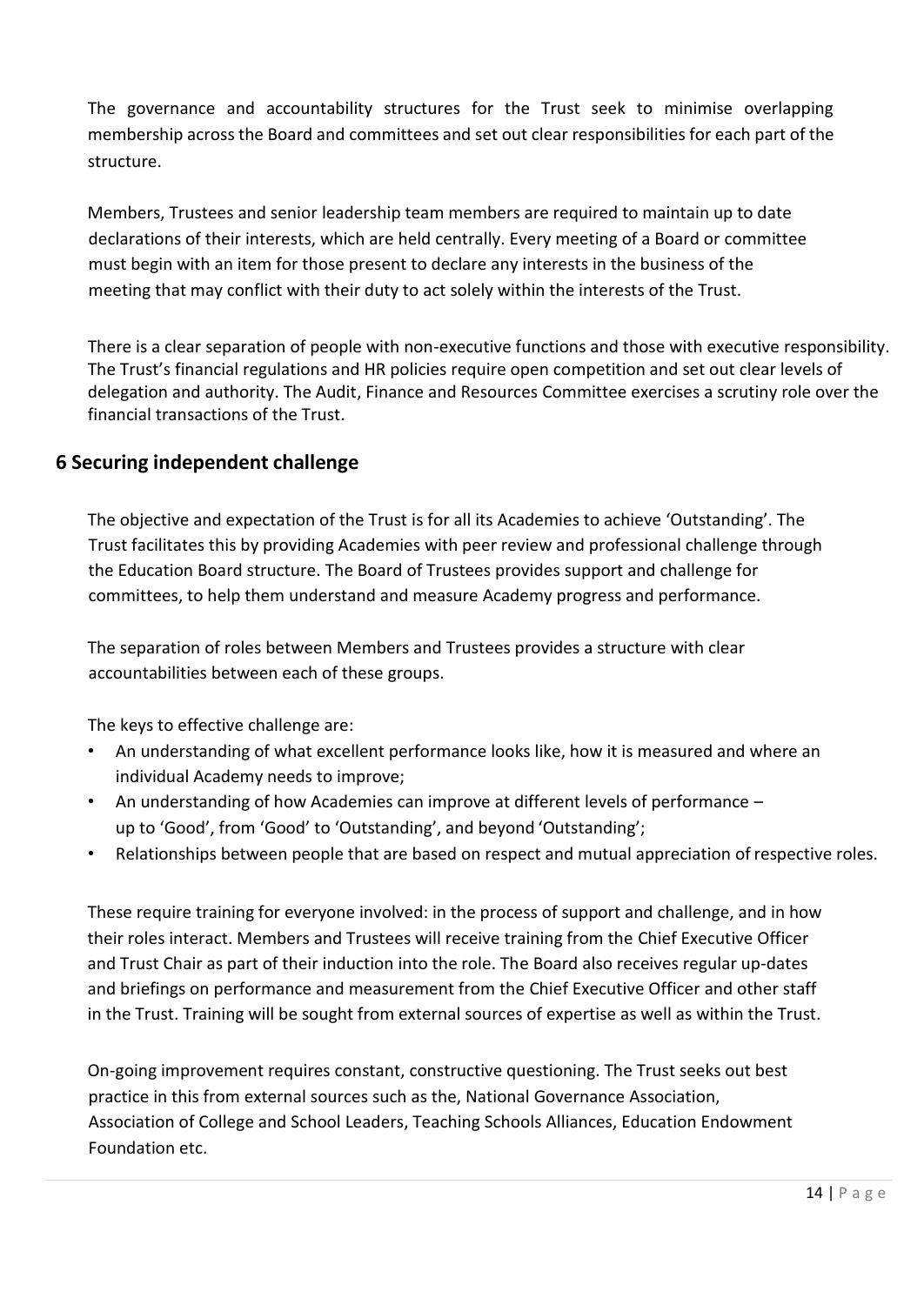The governance and accountability structures for the Trust seek to minimise overlapping membership across the Board and committees and set out clear responsibilities for each part of the structure.

Members, Trustees and senior leadership team members are required to maintain up to date declarations of their interests, which are held centrally. Every meeting of a Board or committee must begin with an item for those present to declare any interests in the business of the meeting that may conflict with their duty to act solely within the interests of the Trust.

There is a clear separation of people with non-executive functions and those with executive responsibility. The Trust's financial regulations and HR policies require open competition and set out clear levels of delegation and authority. The Audit, Finance and Resources Committee exercises a scrutiny role over the financial transactions of the Trust.

## 6 Securing independent challenge

The objective and expectation of the Trust is for all its Academies to achieve 'Outstanding'. The Trust facilitates this by providing Academies with peer review and professional challenge through the Education Board structure. The Board of Trustees provides support and challenge for committees, to help them understand and measure Academy progress and performance.

The separation of roles between Members and Trustees provides a structure with clear accountabilities between each of these groups.

The keys to effective challenge are:

- An understanding of what excellent performance looks like, how it is measured and where an individual Academy needs to improve;
- An understanding of how Academies can improve at different levels of performance – up to 'Good', from 'Good' to 'Outstanding', and beyond 'Outstanding';
- Relationships between people that are based on respect and mutual appreciation of respective roles.

These require training for everyone involved: in the process of support and challenge, and in how their roles interact. Members and Trustees will receive training from the Chief Executive Officer and Trust Chair as part of their induction into the role. The Board also receives regular up-dates and briefings on performance and measurement from the Chief Executive Officer and other staff in the Trust. Training will be sought from external sources of expertise as well as within the Trust.

On-going improvement requires constant, constructive questioning. The Trust seeks out best practice in this from external sources such as the, National Governance Association, Association of College and School Leaders, Teaching Schools Alliances, Education Endowment Foundation etc.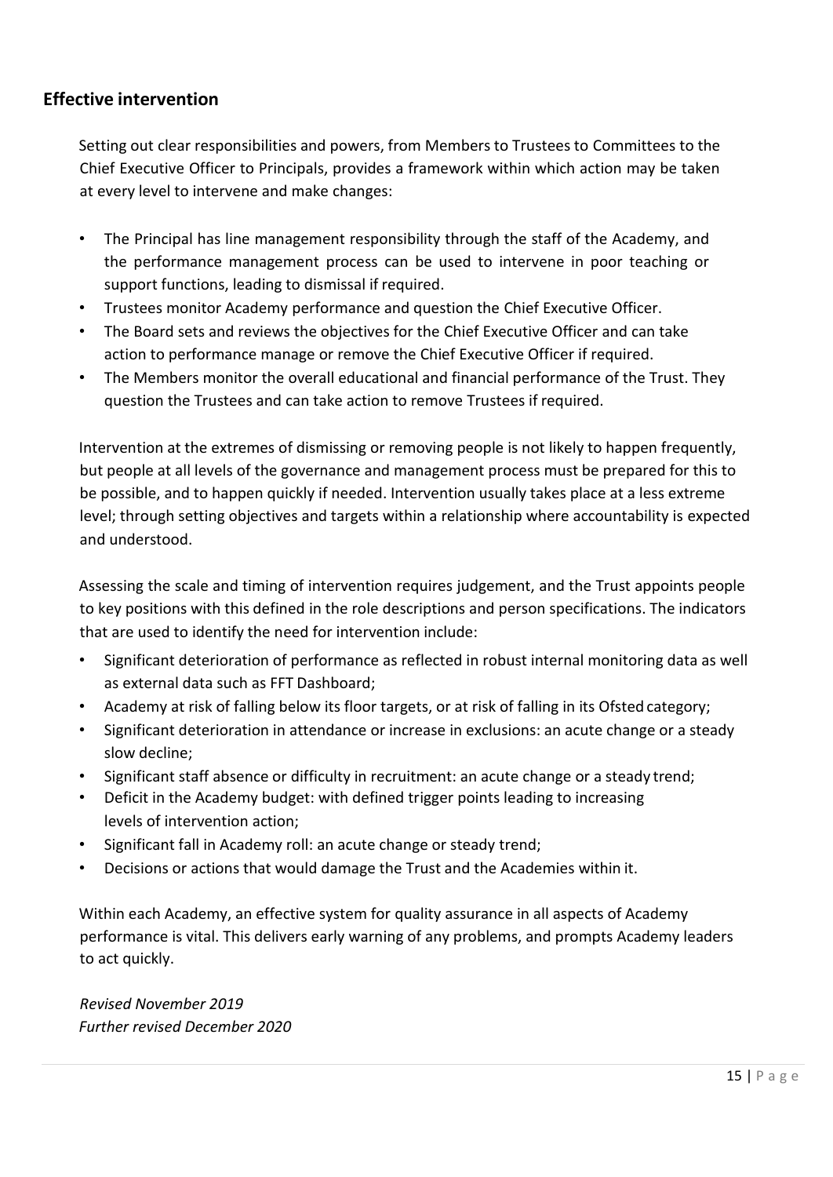## Effective intervention

Setting out clear responsibilities and powers, from Members to Trustees to Committees to the Chief Executive Officer to Principals, provides a framework within which action may be taken at every level to intervene and make changes:

- The Principal has line management responsibility through the staff of the Academy, and the performance management process can be used to intervene in poor teaching or support functions, leading to dismissal if required.
- Trustees monitor Academy performance and question the Chief Executive Officer.
- The Board sets and reviews the objectives for the Chief Executive Officer and can take action to performance manage or remove the Chief Executive Officer if required.
- The Members monitor the overall educational and financial performance of the Trust. They question the Trustees and can take action to remove Trustees if required.

Intervention at the extremes of dismissing or removing people is not likely to happen frequently, but people at all levels of the governance and management process must be prepared for this to be possible, and to happen quickly if needed. Intervention usually takes place at a less extreme level; through setting objectives and targets within a relationship where accountability is expected and understood.

Assessing the scale and timing of intervention requires judgement, and the Trust appoints people to key positions with this defined in the role descriptions and person specifications. The indicators that are used to identify the need for intervention include:

- Significant deterioration of performance as reflected in robust internal monitoring data as well as external data such as FFT Dashboard;
- Academy at risk of falling below its floor targets, or at risk of falling in its Ofsted category;
- Significant deterioration in attendance or increase in exclusions: an acute change or a steady slow decline;
- Significant staff absence or difficulty in recruitment: an acute change or a steady trend;
- Deficit in the Academy budget: with defined trigger points leading to increasing levels of intervention action;
- Significant fall in Academy roll: an acute change or steady trend;
- Decisions or actions that would damage the Trust and the Academies within it.

Within each Academy, an effective system for quality assurance in all aspects of Academy performance is vital. This delivers early warning of any problems, and prompts Academy leaders to act quickly.

*Revised November 2019*
*Further revised December 2020*